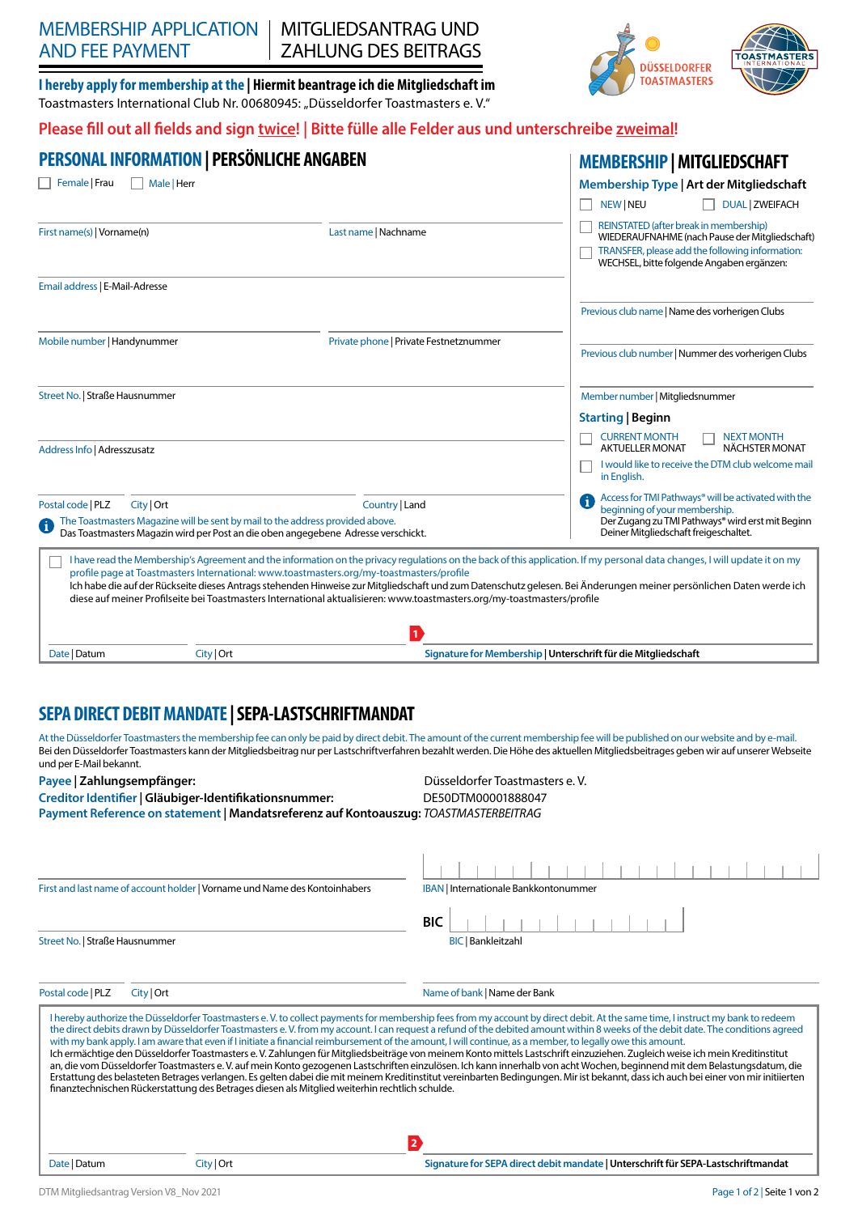# MEMBERSHIP APPLICATION AND FEE PAYMENT | MITGLIEDSANTRAG UND ZAHLUNG DES BEITRAGS

DÜSSELDORFER TOASTMASTERS | TOASTMASTERS INTERNATIONAL

**I hereby apply for membership at the | Hiermit beantrage ich die Mitgliedschaft im**
Toastmasters International Club Nr. 00680945: „Düsseldorfer Toastmasters e. V."

**Please fill out all fields and sign twice! | Bitte fülle alle Felder aus und unterschreibe zweimal!**

## PERSONAL INFORMATION | PERSÖNLICHE ANGABEN

☐ Female | Frau ☐ Male | Herr

First name(s) | Vorname(n)

Last name | Nachname

Email address | E-Mail-Adresse

Mobile number | Handynummer

Private phone | Private Festnetznummer

Street No. | Straße Hausnummer

Address Info | Adresszusatz

Postal code | PLZ

City | Ort

Country | Land

ℹ The Toastmasters Magazine will be sent by mail to the address provided above.
Das Toastmasters Magazin wird per Post an die oben angegebene Adresse verschickt.

## MEMBERSHIP | MITGLIEDSCHAFT

### Membership Type | Art der Mitgliedschaft

☐ NEW | NEU ☐ DUAL | ZWEIFACH

☐ REINSTATED (after break in membership)
WIEDERAUFNAHME (nach Pause der Mitgliedschaft)

☐ TRANSFER, please add the following information:
WECHSEL, bitte folgende Angaben ergänzen:

Previous club name | Name des vorherigen Clubs

Previous club number | Nummer des vorherigen Clubs

Member number | Mitgliedsnummer

### Starting | Beginn

☐ CURRENT MONTH
AKTUELLER MONAT

☐ NEXT MONTH
NÄCHSTER MONAT

☐ I would like to receive the DTM club welcome mail in English.

ℹ Access for TMI Pathways® will be activated with the beginning of your membership.
Der Zugang zu TMI Pathways® wird erst mit Beginn Deiner Mitgliedschaft freigeschaltet.

☐ I have read the Membership's Agreement and the information on the privacy regulations on the back of this application. If my personal data changes, I will update it on my profile page at Toastmasters International: www.toastmasters.org/my-toastmasters/profile
Ich habe die auf der Rückseite dieses Antrags stehenden Hinweise zur Mitgliedschaft und zum Datenschutz gelesen. Bei Änderungen meiner persönlichen Daten werde ich diese auf meiner Profilseite bei Toastmasters International aktualisieren: www.toastmasters.org/my-toastmasters/profile

Date | Datum

City | Ort

1 **Signature for Membership | Unterschrift für die Mitgliedschaft**

## SEPA DIRECT DEBIT MANDATE | SEPA-LASTSCHRIFTMANDAT

At the Düsseldorfer Toastmasters the membership fee can only be paid by direct debit. The amount of the current membership fee will be published on our website and by e-mail.
Bei den Düsseldorfer Toastmasters kann der Mitgliedsbeitrag nur per Lastschriftverfahren bezahlt werden. Die Höhe des aktuellen Mitgliedsbeitrages geben wir auf unserer Webseite und per E-Mail bekannt.

**Payee | Zahlungsempfänger:** Düsseldorfer Toastmasters e. V.
**Creditor Identifier | Gläubiger-Identifikationsnummer:** DE50DTM00001888047
**Payment Reference on statement | Mandatsreferenz auf Kontoauszug:** *TOASTMASTERBEITRAG*

First and last name of account holder | Vorname und Name des Kontoinhabers

IBAN | Internationale Bankkontonummer

Street No. | Straße Hausnummer

BIC | Bankleitzahl

Postal code | PLZ

City | Ort

Name of bank | Name der Bank

I hereby authorize the Düsseldorfer Toastmasters e. V. to collect payments for membership fees from my account by direct debit. At the same time, I instruct my bank to redeem the direct debits drawn by Düsseldorfer Toastmasters e. V. from my account. I can request a refund of the debited amount within 8 weeks of the debit date. The conditions agreed with my bank apply. I am aware that even if I initiate a financial reimbursement of the amount, I will continue, as a member, to legally owe this amount.
Ich ermächtige den Düsseldorfer Toastmasters e. V. Zahlungen für Mitgliedsbeiträge von meinem Konto mittels Lastschrift einzuziehen. Zugleich weise ich mein Kreditinstitut an, die vom Düsseldorfer Toastmasters e. V. auf mein Konto gezogenen Lastschriften einzulösen. Ich kann innerhalb von acht Wochen, beginnend mit dem Belastungsdatum, die Erstattung des belasteten Betrages verlangen. Es gelten dabei die mit meinem Kreditinstitut vereinbarten Bedingungen. Mir ist bekannt, dass ich auch bei einer von mir initiierten finanztechnischen Rückerstattung des Betrages diesen als Mitglied weiterhin rechtlich schulde.

Date | Datum

City | Ort

2 **Signature for SEPA direct debit mandate | Unterschrift für SEPA-Lastschriftmandat**

DTM Mitgliedsantrag Version V8_Nov 2021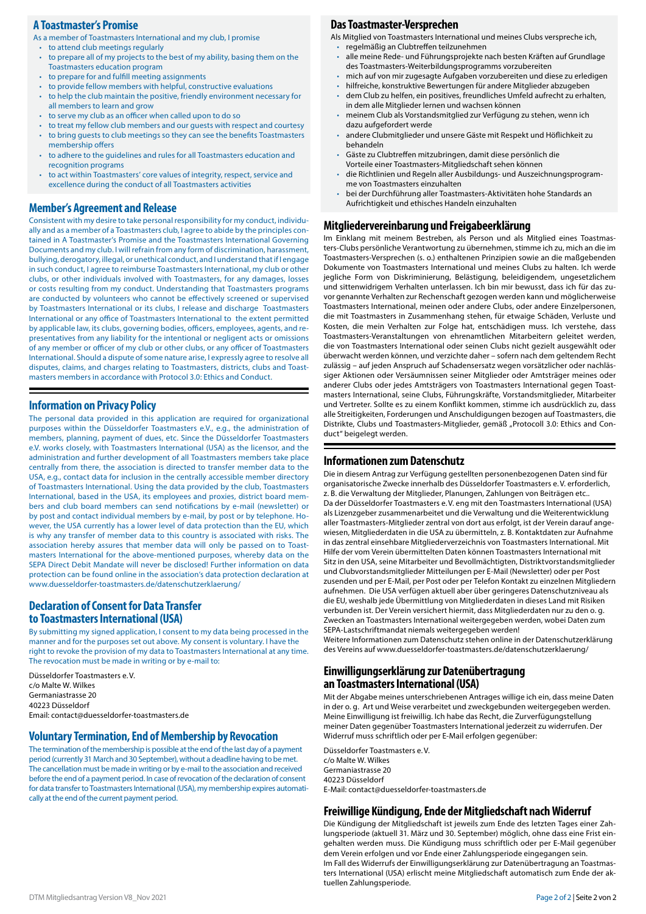## A Toastmaster's Promise

As a member of Toastmasters International and my club, I promise

- to attend club meetings regularly
- to prepare all of my projects to the best of my ability, basing them on the Toastmasters education program
- to prepare for and fulfill meeting assignments
- to provide fellow members with helpful, constructive evaluations
- to help the club maintain the positive, friendly environment necessary for all members to learn and grow
- to serve my club as an officer when called upon to do so
- to treat my fellow club members and our guests with respect and courtesy
- to bring guests to club meetings so they can see the benefits Toastmasters membership offers
- to adhere to the guidelines and rules for all Toastmasters education and recognition programs
- to act within Toastmasters' core values of integrity, respect, service and excellence during the conduct of all Toastmasters activities

## Member's Agreement and Release

Consistent with my desire to take personal responsibility for my conduct, individually and as a member of a Toastmasters club, I agree to abide by the principles contained in A Toastmaster's Promise and the Toastmasters International Governing Documents and my club. I will refrain from any form of discrimination, harassment, bullying, derogatory, illegal, or unethical conduct, and I understand that if I engage in such conduct, I agree to reimburse Toastmasters International, my club or other clubs, or other individuals involved with Toastmasters, for any damages, losses or costs resulting from my conduct. Understanding that Toastmasters programs are conducted by volunteers who cannot be effectively screened or supervised by Toastmasters International or its clubs, I release and discharge Toastmasters International or any office of Toastmasters International to the extent permitted by applicable law, its clubs, governing bodies, officers, employees, agents, and representatives from any liability for the intentional or negligent acts or omissions of any member or officer of my club or other clubs, or any officer of Toastmasters International. Should a dispute of some nature arise, I expressly agree to resolve all disputes, claims, and charges relating to Toastmasters, districts, clubs and Toastmasters members in accordance with Protocol 3.0: Ethics and Conduct.

## Information on Privacy Policy

The personal data provided in this application are required for organizational purposes within the Düsseldorfer Toastmasters e.V., e.g., the administration of members, planning, payment of dues, etc. Since the Düsseldorfer Toastmasters e.V. works closely, with Toastmasters International (USA) as the licensor, and the administration and further development of all Toastmasters members take place centrally from there, the association is directed to transfer member data to the USA, e.g., contact data for inclusion in the centrally accessible member directory of Toastmasters International. Using the data provided by the club, Toastmasters International, based in the USA, its employees and proxies, district board members and club board members can send notifications by e-mail (newsletter) or by post and contact individual members by e-mail, by post or by telephone. However, the USA currently has a lower level of data protection than the EU, which is why any transfer of member data to this country is associated with risks. The association hereby assures that member data will only be passed on to Toastmasters International for the above-mentioned purposes, whereby data on the SEPA Direct Debit Mandate will never be disclosed! Further information on data protection can be found online in the association's data protection declaration at www.duesseldorfer-toastmasters.de/datenschutzerklaerung/

## Declaration of Consent for Data Transfer to Toastmasters International (USA)

By submitting my signed application, I consent to my data being processed in the manner and for the purposes set out above. My consent is voluntary. I have the right to revoke the provision of my data to Toastmasters International at any time. The revocation must be made in writing or by e-mail to:

Düsseldorfer Toastmasters e.V.
c/o Malte W. Wilkes
Germaniastrasse 20
40223 Düsseldorf
Email: contact@duesseldorfer-toastmasters.de

## Voluntary Termination, End of Membership by Revocation

The termination of the membership is possible at the end of the last day of a payment period (currently 31 March and 30 September), without a deadline having to be met. The cancellation must be made in writing or by e-mail to the association and received before the end of a payment period. In case of revocation of the declaration of consent for data transfer to Toastmasters International (USA), my membership expires automatically at the end of the current payment period.

## Das Toastmaster-Versprechen

Als Mitglied von Toastmasters International und meines Clubs verspreche ich,

- regelmäßig an Clubtreffen teilzunehmen
- alle meine Rede- und Führungsprojekte nach besten Kräften auf Grundlage des Toastmasters-Weiterbildungsprogramms vorzubereiten
- mich auf von mir zugesagte Aufgaben vorzubereiten und diese zu erledigen
- hilfreiche, konstruktive Bewertungen für andere Mitglieder abzugeben
- dem Club zu helfen, ein positives, freundliches Umfeld aufrecht zu erhalten, in dem alle Mitglieder lernen und wachsen können
- meinem Club als Vorstandsmitglied zur Verfügung zu stehen, wenn ich dazu aufgefordert werde
- andere Clubmitglieder und unsere Gäste mit Respekt und Höflichkeit zu behandeln
- Gäste zu Clubtreffen mitzubringen, damit diese persönlich die Vorteile einer Toastmasters-Mitgliedschaft sehen können
- die Richtlinien und Regeln aller Ausbildungs- und Auszeichnungsprogramme von Toastmasters einzuhalten
- bei der Durchführung aller Toastmasters-Aktivitäten hohe Standards an Aufrichtigkeit und ethisches Handeln einzuhalten

## Mitgliedervereinbarung und Freigabeerklärung

Im Einklang mit meinem Bestreben, als Person und als Mitglied eines Toastmasters-Clubs persönliche Verantwortung zu übernehmen, stimme ich zu, mich an die im Toastmasters-Versprechen (s. o.) enthaltenen Prinzipien sowie an die maßgebenden Dokumente von Toastmasters International und meines Clubs zu halten. Ich werde jegliche Form von Diskriminierung, Belästigung, beleidigendem, ungesetzlichem und sittenwidrigem Verhalten unterlassen. Ich bin mir bewusst, dass ich für das zuvor genannte Verhalten zur Rechenschaft gezogen werden kann und möglicherweise Toastmasters International, meinen oder andere Clubs, oder andere Einzelpersonen, die mit Toastmasters in Zusammenhang stehen, für etwaige Schäden, Verluste und Kosten, die mein Verhalten zur Folge hat, entschädigen muss. Ich verstehe, dass Toastmasters-Veranstaltungen von ehrenamtlichen Mitarbeitern geleitet werden, die von Toastmasters International oder seinen Clubs nicht gezielt ausgewählt oder überwacht werden können, und verzichte daher – sofern nach dem geltendem Recht zulässig – auf jeden Anspruch auf Schadensersatz wegen vorsätzlicher oder nachlässiger Aktionen oder Versäumnissen seiner Mitglieder oder Amtsträger meines oder anderer Clubs oder jedes Amtsträgers von Toastmasters International gegen Toastmasters International, seine Clubs, Führungskräfte, Vorstandsmitglieder, Mitarbeiter und Vertreter. Sollte es zu einem Konflikt kommen, stimme ich ausdrücklich zu, dass alle Streitigkeiten, Forderungen und Anschuldigungen bezogen auf Toastmasters, die Distrikte, Clubs und Toastmasters-Mitglieder, gemäß „Protocoll 3.0: Ethics and Conduct" beigelegt werden.

## Informationen zum Datenschutz

Die in diesem Antrag zur Verfügung gestellten personenbezogenen Daten sind für organisatorische Zwecke innerhalb des Düsseldorfer Toastmasters e.V. erforderlich, z. B. die Verwaltung der Mitglieder, Planungen, Zahlungen von Beiträgen etc..
Da der Düsseldorfer Toastmasters e.V. eng mit den Toastmasters International (USA) als Lizenzgeber zusammenarbeitet und die Verwaltung und die Weiterentwicklung aller Toastmasters-Mitglieder zentral von dort aus erfolgt, ist der Verein darauf angewiesen, Mitgliederdaten in die USA zu übermitteln, z. B. Kontaktdaten zur Aufnahme in das zentral einsehbare Mitgliederverzeichnis von Toastmasters International. Mit Hilfe der vom Verein übermittelten Daten können Toastmasters International mit Sitz in den USA, seine Mitarbeiter und Bevollmächtigten, Distriktvorstandsmitglieder und Clubvorstandsmitglieder Mitteilungen per E-Mail (Newsletter) oder per Post zusenden und per E-Mail, per Post oder per Telefon Kontakt zu einzelnen Mitgliedern aufnehmen. Die USA verfügen aktuell aber über geringeres Datenschutzniveau als die EU, weshalb jede Übermittlung von Mitgliederdaten in dieses Land mit Risiken verbunden ist. Der Verein versichert hiermit, dass Mitgliederdaten nur zu den o. g. Zwecken an Toastmasters International weitergegeben werden, wobei Daten zum SEPA-Lastschriftmandat niemals weitergegeben werden!
Weitere Informationen zum Datenschutz stehen online in der Datenschutzerklärung des Vereins auf www.duesseldorfer-toastmasters.de/datenschutzerklaerung/

## Einwilligungserklärung zur Datenübertragung an Toastmasters International (USA)

Mit der Abgabe meines unterschriebenen Antrages willige ich ein, dass meine Daten in der o. g. Art und Weise verarbeitet und zweckgebunden weitergegeben werden. Meine Einwilligung ist freiwillig. Ich habe das Recht, die Zurverfügungstellung meiner Daten gegenüber Toastmasters International jederzeit zu widerrufen. Der Widerruf muss schriftlich oder per E-Mail erfolgen gegenüber:

Düsseldorfer Toastmasters e. V.
c/o Malte W. Wilkes
Germaniastrasse 20
40223 Düsseldorf
E-Mail: contact@duesseldorfer-toastmasters.de

## Freiwillige Kündigung, Ende der Mitgliedschaft nach Widerruf

Die Kündigung der Mitgliedschaft ist jeweils zum Ende des letzten Tages einer Zahlungsperiode (aktuell 31. März und 30. September) möglich, ohne dass eine Frist eingehalten werden muss. Die Kündigung muss schriftlich oder per E-Mail gegenüber dem Verein erfolgen und vor Ende einer Zahlungsperiode eingegangen sein.
Im Fall des Widerrufs der Einwilligungserklärung zur Datenübertragung an Toastmasters International (USA) erlischt meine Mitgliedschaft automatisch zum Ende der aktuellen Zahlungsperiode.

DTM Mitgliedsantrag Version V8_Nov 2021